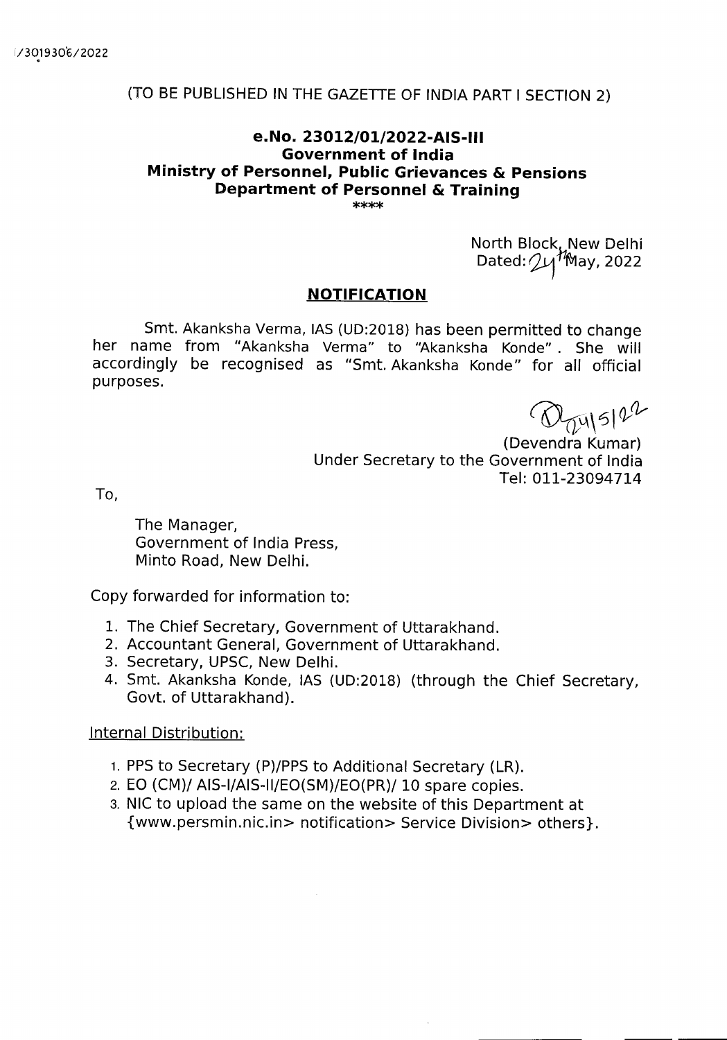I/3019306/2022

(TO BE PUBLISHED IN THE GAZETTE OF INDIA PART I SECTION 2)

**e.No. 23012/01/2022-AIS-III**
**Government of India**
**Ministry of Personnel, Public Grievances & Pensions**
**Department of Personnel & Training**

****

North Block, New Delhi
Dated: 24th May, 2022

## NOTIFICATION

Smt. Akanksha Verma, IAS (UD:2018) has been permitted to change her name from "Akanksha Verma" to "Akanksha Konde". She will accordingly be recognised as "Smt. Akanksha Konde" for all official purposes.

24/5/22

(Devendra Kumar)
Under Secretary to the Government of India
Tel: 011-23094714

To,

The Manager,
Government of India Press,
Minto Road, New Delhi.

Copy forwarded for information to:

1. The Chief Secretary, Government of Uttarakhand.
2. Accountant General, Government of Uttarakhand.
3. Secretary, UPSC, New Delhi.
4. Smt. Akanksha Konde, IAS (UD:2018) (through the Chief Secretary, Govt. of Uttarakhand).

Internal Distribution:

1. PPS to Secretary (P)/PPS to Additional Secretary (LR).
2. EO (CM)/ AIS-I/AIS-II/EO(SM)/EO(PR)/ 10 spare copies.
3. NIC to upload the same on the website of this Department at {www.persmin.nic.in> notification> Service Division> others}.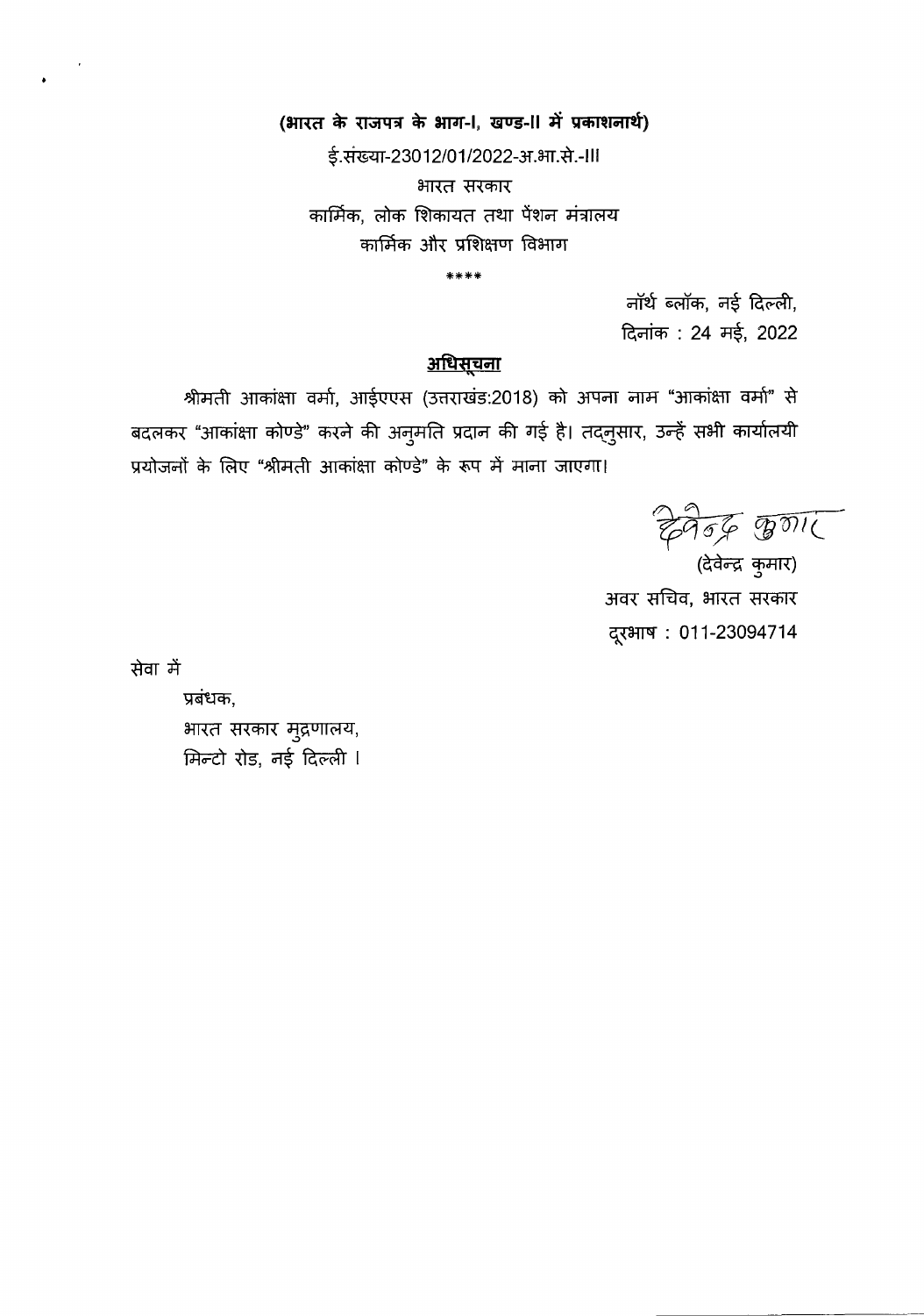**(भारत के राजपत्र के भाग-I, खण्ड-II में प्रकाशनार्थ)**

ई.संख्या-23012/01/2022-अ.भा.से.-III

भारत सरकार

कार्मिक, लोक शिकायत तथा पेंशन मंत्रालय

कार्मिक और प्रशिक्षण विभाग

****

नॉर्थ ब्लॉक, नई दिल्ली,

दिनांक : 24 मई, 2022

## <u>अधिसूचना</u>

श्रीमती आकांक्षा वर्मा, आईएएस (उत्तराखंड:2018) को अपना नाम "आकांक्षा वर्मा" से बदलकर "आकांक्षा कोण्डे" करने की अनुमति प्रदान की गई है। तदनुसार, उन्हें सभी कार्यालयी प्रयोजनों के लिए "श्रीमती आकांक्षा कोण्डे" के रूप में माना जाएगा।

देवेन्द्र कुमार

(देवेन्द्र कुमार)

अवर सचिव, भारत सरकार

दूरभाष : 011-23094714

सेवा में

प्रबंधक,

भारत सरकार मुद्रणालय,

मिन्टो रोड, नई दिल्ली ।